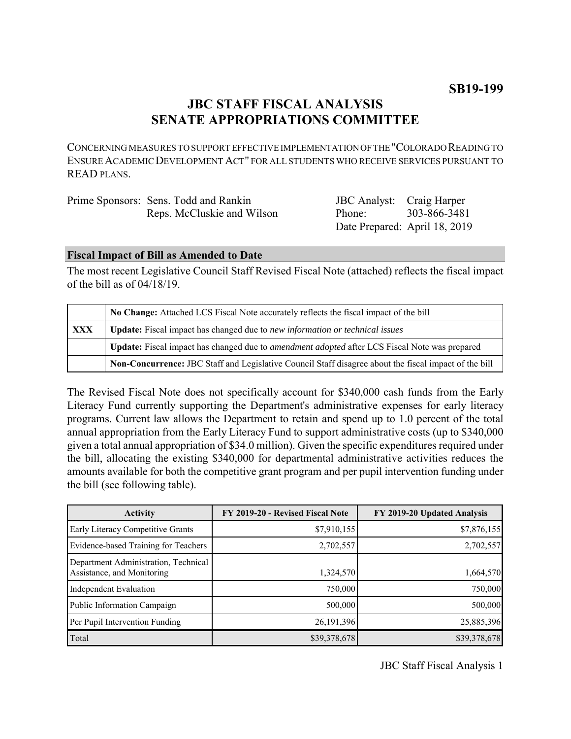**SB19-199**

# JBC STAFF FISCAL ANALYSIS
# SENATE APPROPRIATIONS COMMITTEE

CONCERNING MEASURES TO SUPPORT EFFECTIVE IMPLEMENTATION OF THE "COLORADO READING TO ENSURE ACADEMIC DEVELOPMENT ACT" FOR ALL STUDENTS WHO RECEIVE SERVICES PURSUANT TO READ PLANS.

Prime Sponsors: Sens. Todd and Rankin
Reps. McCluskie and Wilson

JBC Analyst: Craig Harper
Phone: 303-866-3481
Date Prepared: April 18, 2019

## Fiscal Impact of Bill as Amended to Date

The most recent Legislative Council Staff Revised Fiscal Note (attached) reflects the fiscal impact of the bill as of 04/18/19.

| | |
|---|---|
| | **No Change:** Attached LCS Fiscal Note accurately reflects the fiscal impact of the bill |
| **XXX** | **Update:** Fiscal impact has changed due to *new information or technical issues* |
| | **Update:** Fiscal impact has changed due to *amendment adopted* after LCS Fiscal Note was prepared |
| | **Non-Concurrence:** JBC Staff and Legislative Council Staff disagree about the fiscal impact of the bill |

The Revised Fiscal Note does not specifically account for $340,000 cash funds from the Early Literacy Fund currently supporting the Department's administrative expenses for early literacy programs. Current law allows the Department to retain and spend up to 1.0 percent of the total annual appropriation from the Early Literacy Fund to support administrative costs (up to $340,000 given a total annual appropriation of $34.0 million). Given the specific expenditures required under the bill, allocating the existing $340,000 for departmental administrative activities reduces the amounts available for both the competitive grant program and per pupil intervention funding under the bill (see following table).

| Activity | FY 2019-20 - Revised Fiscal Note | FY 2019-20 Updated Analysis |
|---|---:|---:|
| Early Literacy Competitive Grants | $7,910,155 | $7,876,155 |
| Evidence-based Training for Teachers | 2,702,557 | 2,702,557 |
| Department Administration, Technical Assistance, and Monitoring | 1,324,570 | 1,664,570 |
| Independent Evaluation | 750,000 | 750,000 |
| Public Information Campaign | 500,000 | 500,000 |
| Per Pupil Intervention Funding | 26,191,396 | 25,885,396 |
| Total | $39,378,678 | $39,378,678 |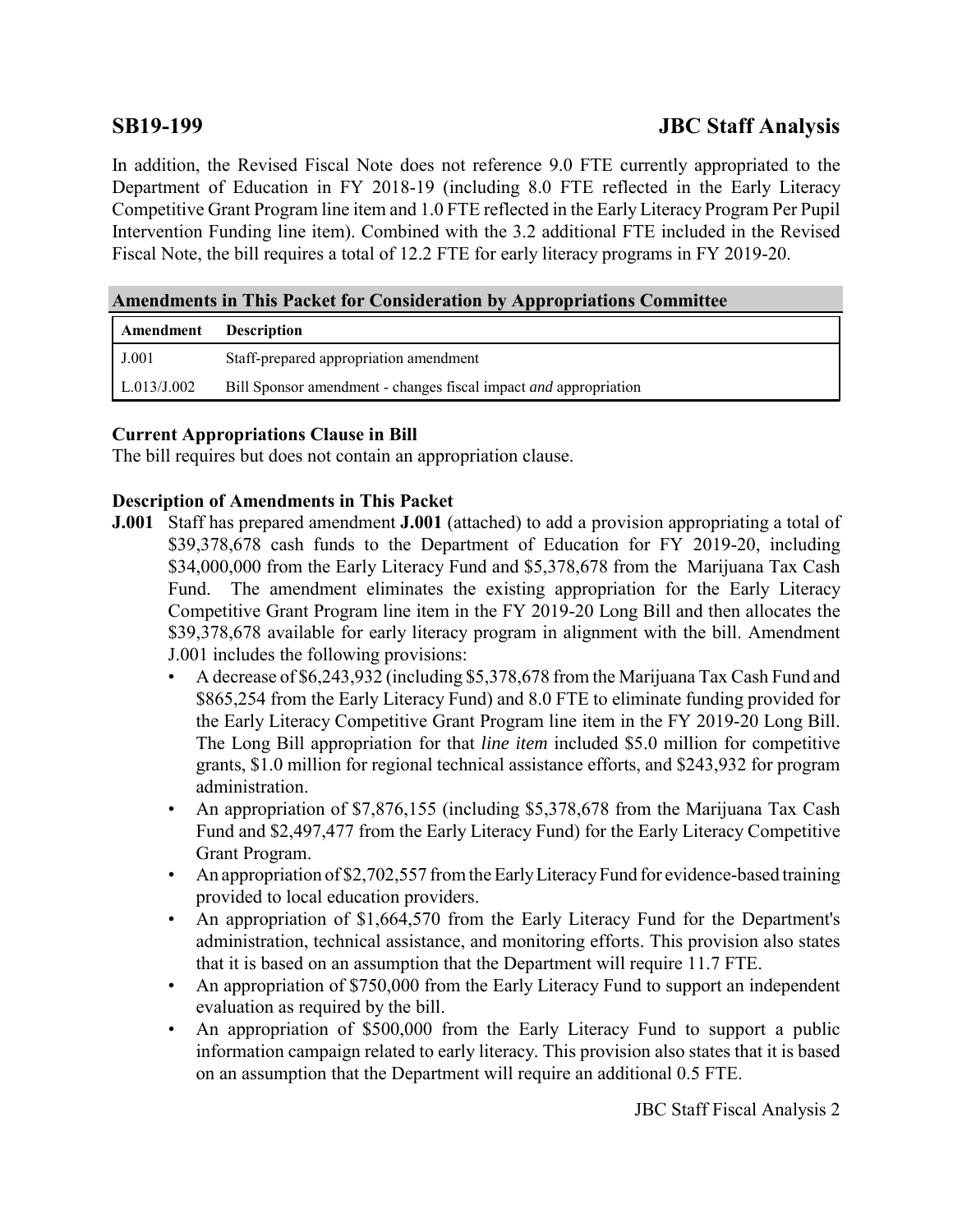In addition, the Revised Fiscal Note does not reference 9.0 FTE currently appropriated to the Department of Education in FY 2018-19 (including 8.0 FTE reflected in the Early Literacy Competitive Grant Program line item and 1.0 FTE reflected in the Early Literacy Program Per Pupil Intervention Funding line item). Combined with the 3.2 additional FTE included in the Revised Fiscal Note, the bill requires a total of 12.2 FTE for early literacy programs in FY 2019-20.

## Amendments in This Packet for Consideration by Appropriations Committee

| Amendment | Description |
|---|---|
| J.001 | Staff-prepared appropriation amendment |
| L.013/J.002 | Bill Sponsor amendment - changes fiscal impact *and* appropriation |

### Current Appropriations Clause in Bill

The bill requires but does not contain an appropriation clause.

### Description of Amendments in This Packet

**J.001** Staff has prepared amendment **J.001** (attached) to add a provision appropriating a total of $39,378,678 cash funds to the Department of Education for FY 2019-20, including $34,000,000 from the Early Literacy Fund and $5,378,678 from the Marijuana Tax Cash Fund. The amendment eliminates the existing appropriation for the Early Literacy Competitive Grant Program line item in the FY 2019-20 Long Bill and then allocates the $39,378,678 available for early literacy program in alignment with the bill. Amendment J.001 includes the following provisions:

- A decrease of $6,243,932 (including $5,378,678 from the Marijuana Tax Cash Fund and $865,254 from the Early Literacy Fund) and 8.0 FTE to eliminate funding provided for the Early Literacy Competitive Grant Program line item in the FY 2019-20 Long Bill. The Long Bill appropriation for that *line item* included $5.0 million for competitive grants, $1.0 million for regional technical assistance efforts, and $243,932 for program administration.
- An appropriation of $7,876,155 (including $5,378,678 from the Marijuana Tax Cash Fund and $2,497,477 from the Early Literacy Fund) for the Early Literacy Competitive Grant Program.
- An appropriation of $2,702,557 from the Early Literacy Fund for evidence-based training provided to local education providers.
- An appropriation of $1,664,570 from the Early Literacy Fund for the Department's administration, technical assistance, and monitoring efforts. This provision also states that it is based on an assumption that the Department will require 11.7 FTE.
- An appropriation of $750,000 from the Early Literacy Fund to support an independent evaluation as required by the bill.
- An appropriation of $500,000 from the Early Literacy Fund to support a public information campaign related to early literacy. This provision also states that it is based on an assumption that the Department will require an additional 0.5 FTE.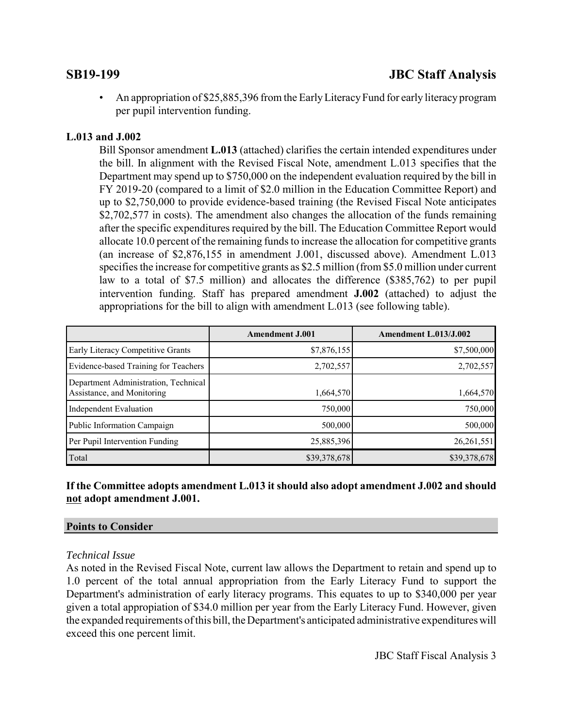- An appropriation of $25,885,396 from the Early Literacy Fund for early literacy program per pupil intervention funding.

**L.013 and J.002**

Bill Sponsor amendment **L.013** (attached) clarifies the certain intended expenditures under the bill. In alignment with the Revised Fiscal Note, amendment L.013 specifies that the Department may spend up to $750,000 on the independent evaluation required by the bill in FY 2019-20 (compared to a limit of $2.0 million in the Education Committee Report) and up to $2,750,000 to provide evidence-based training (the Revised Fiscal Note anticipates $2,702,577 in costs). The amendment also changes the allocation of the funds remaining after the specific expenditures required by the bill. The Education Committee Report would allocate 10.0 percent of the remaining funds to increase the allocation for competitive grants (an increase of $2,876,155 in amendment J.001, discussed above). Amendment L.013 specifies the increase for competitive grants as $2.5 million (from $5.0 million under current law to a total of $7.5 million) and allocates the difference ($385,762) to per pupil intervention funding. Staff has prepared amendment **J.002** (attached) to adjust the appropriations for the bill to align with amendment L.013 (see following table).

| | Amendment J.001 | Amendment L.013/J.002 |
|---|---:|---:|
| Early Literacy Competitive Grants | $7,876,155 | $7,500,000 |
| Evidence-based Training for Teachers | 2,702,557 | 2,702,557 |
| Department Administration, Technical Assistance, and Monitoring | 1,664,570 | 1,664,570 |
| Independent Evaluation | 750,000 | 750,000 |
| Public Information Campaign | 500,000 | 500,000 |
| Per Pupil Intervention Funding | 25,885,396 | 26,261,551 |
| Total | $39,378,678 | $39,378,678 |

**If the Committee adopts amendment L.013 it should also adopt amendment J.002 and should not adopt amendment J.001.**

## Points to Consider

*Technical Issue*

As noted in the Revised Fiscal Note, current law allows the Department to retain and spend up to 1.0 percent of the total annual appropriation from the Early Literacy Fund to support the Department's administration of early literacy programs. This equates to up to $340,000 per year given a total appropiation of $34.0 million per year from the Early Literacy Fund. However, given the expanded requirements of this bill, the Department's anticipated administrative expenditures will exceed this one percent limit.